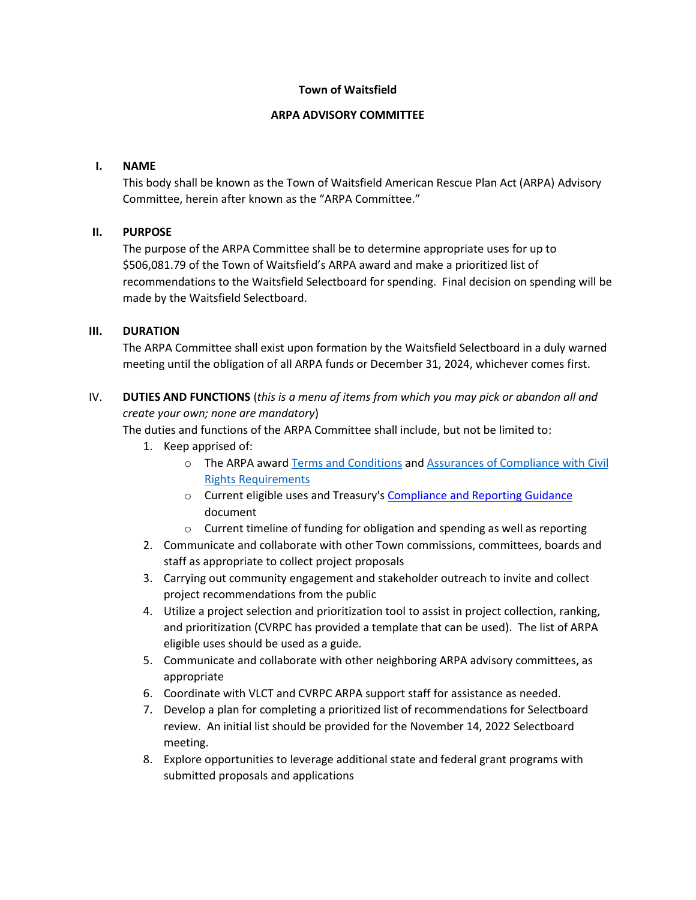**Town of Waitsfield**

**ARPA ADVISORY COMMITTEE**

## I. NAME

This body shall be known as the Town of Waitsfield American Rescue Plan Act (ARPA) Advisory Committee, herein after known as the "ARPA Committee."

## II. PURPOSE

The purpose of the ARPA Committee shall be to determine appropriate uses for up to $506,081.79 of the Town of Waitsfield's ARPA award and make a prioritized list of recommendations to the Waitsfield Selectboard for spending. Final decision on spending will be made by the Waitsfield Selectboard.

## III. DURATION

The ARPA Committee shall exist upon formation by the Waitsfield Selectboard in a duly warned meeting until the obligation of all ARPA funds or December 31, 2024, whichever comes first.

## IV. DUTIES AND FUNCTIONS (*this is a menu of items from which you may pick or abandon all and create your own; none are mandatory*)

The duties and functions of the ARPA Committee shall include, but not be limited to:

1. Keep apprised of:
   - The ARPA award Terms and Conditions and Assurances of Compliance with Civil Rights Requirements
   - Current eligible uses and Treasury's Compliance and Reporting Guidance document
   - Current timeline of funding for obligation and spending as well as reporting
2. Communicate and collaborate with other Town commissions, committees, boards and staff as appropriate to collect project proposals
3. Carrying out community engagement and stakeholder outreach to invite and collect project recommendations from the public
4. Utilize a project selection and prioritization tool to assist in project collection, ranking, and prioritization (CVRPC has provided a template that can be used). The list of ARPA eligible uses should be used as a guide.
5. Communicate and collaborate with other neighboring ARPA advisory committees, as appropriate
6. Coordinate with VLCT and CVRPC ARPA support staff for assistance as needed.
7. Develop a plan for completing a prioritized list of recommendations for Selectboard review. An initial list should be provided for the November 14, 2022 Selectboard meeting.
8. Explore opportunities to leverage additional state and federal grant programs with submitted proposals and applications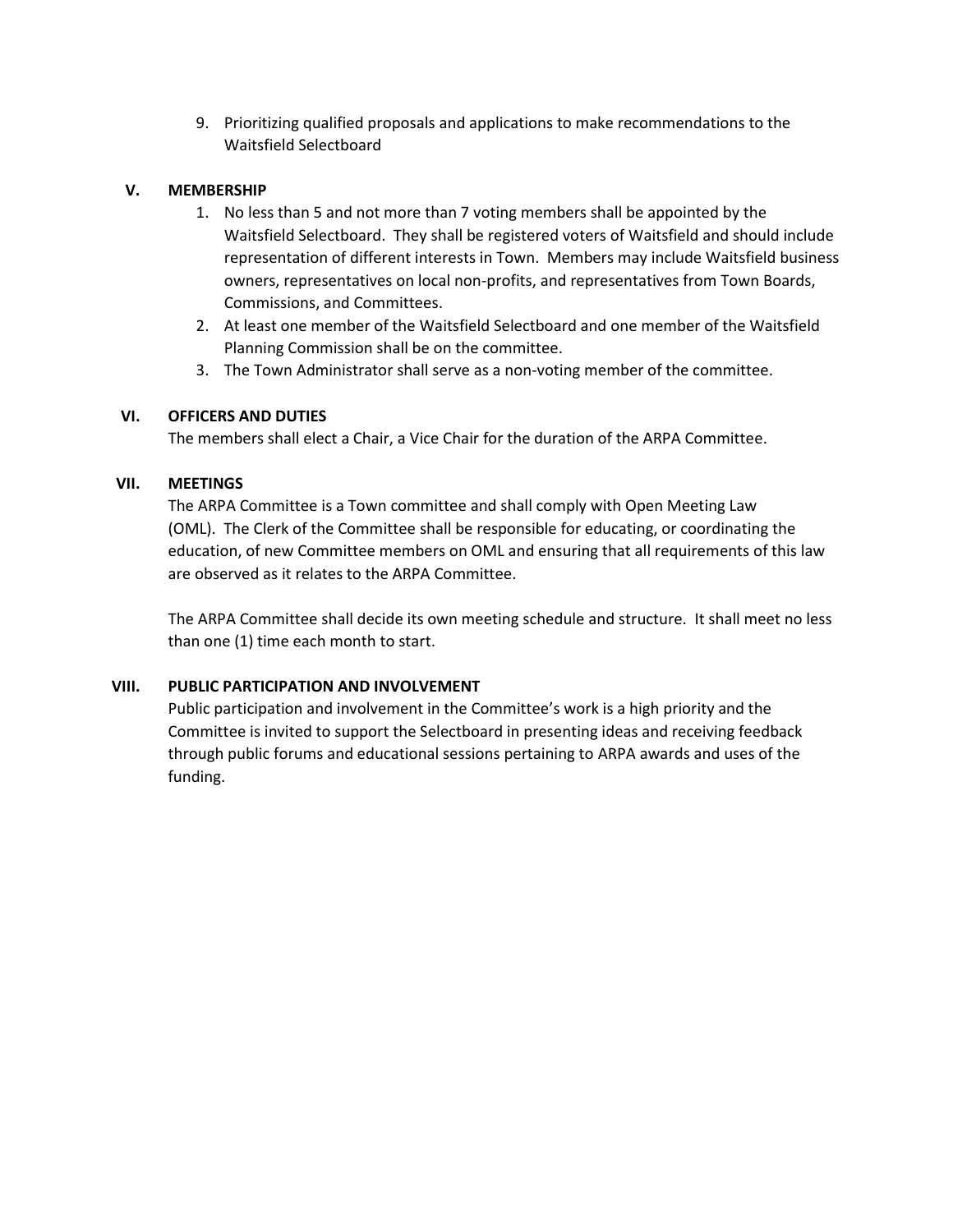9. Prioritizing qualified proposals and applications to make recommendations to the Waitsfield Selectboard

## V. MEMBERSHIP

1. No less than 5 and not more than 7 voting members shall be appointed by the Waitsfield Selectboard. They shall be registered voters of Waitsfield and should include representation of different interests in Town. Members may include Waitsfield business owners, representatives on local non-profits, and representatives from Town Boards, Commissions, and Committees.
2. At least one member of the Waitsfield Selectboard and one member of the Waitsfield Planning Commission shall be on the committee.
3. The Town Administrator shall serve as a non-voting member of the committee.

## VI. OFFICERS AND DUTIES

The members shall elect a Chair, a Vice Chair for the duration of the ARPA Committee.

## VII. MEETINGS

The ARPA Committee is a Town committee and shall comply with Open Meeting Law (OML). The Clerk of the Committee shall be responsible for educating, or coordinating the education, of new Committee members on OML and ensuring that all requirements of this law are observed as it relates to the ARPA Committee.

The ARPA Committee shall decide its own meeting schedule and structure. It shall meet no less than one (1) time each month to start.

## VIII. PUBLIC PARTICIPATION AND INVOLVEMENT

Public participation and involvement in the Committee's work is a high priority and the Committee is invited to support the Selectboard in presenting ideas and receiving feedback through public forums and educational sessions pertaining to ARPA awards and uses of the funding.